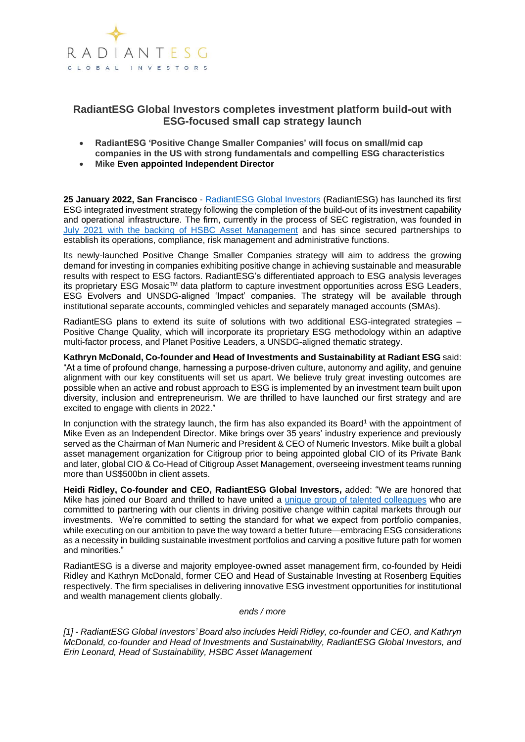RADIANT ESG
GLOBAL INVESTORS

## RadiantESG Global Investors completes investment platform build-out with ESG-focused small cap strategy launch

- **RadiantESG 'Positive Change Smaller Companies' will focus on small/mid cap companies in the US with strong fundamentals and compelling ESG characteristics**
- **Mike Even appointed Independent Director**

**25 January 2022, San Francisco** - RadiantESG Global Investors (RadiantESG) has launched its first ESG integrated investment strategy following the completion of the build-out of its investment capability and operational infrastructure. The firm, currently in the process of SEC registration, was founded in July 2021 with the backing of HSBC Asset Management and has since secured partnerships to establish its operations, compliance, risk management and administrative functions.

Its newly-launched Positive Change Smaller Companies strategy will aim to address the growing demand for investing in companies exhibiting positive change in achieving sustainable and measurable results with respect to ESG factors. RadiantESG's differentiated approach to ESG analysis leverages its proprietary ESG Mosaic™ data platform to capture investment opportunities across ESG Leaders, ESG Evolvers and UNSDG-aligned 'Impact' companies. The strategy will be available through institutional separate accounts, commingled vehicles and separately managed accounts (SMAs).

RadiantESG plans to extend its suite of solutions with two additional ESG-integrated strategies – Positive Change Quality, which will incorporate its proprietary ESG methodology within an adaptive multi-factor process, and Planet Positive Leaders, a UNSDG-aligned thematic strategy.

**Kathryn McDonald, Co-founder and Head of Investments and Sustainability at Radiant ESG** said: "At a time of profound change, harnessing a purpose-driven culture, autonomy and agility, and genuine alignment with our key constituents will set us apart. We believe truly great investing outcomes are possible when an active and robust approach to ESG is implemented by an investment team built upon diversity, inclusion and entrepreneurism. We are thrilled to have launched our first strategy and are excited to engage with clients in 2022."

In conjunction with the strategy launch, the firm has also expanded its Board[1] with the appointment of Mike Even as an Independent Director. Mike brings over 35 years' industry experience and previously served as the Chairman of Man Numeric and President & CEO of Numeric Investors. Mike built a global asset management organization for Citigroup prior to being appointed global CIO of its Private Bank and later, global CIO & Co-Head of Citigroup Asset Management, overseeing investment teams running more than US$500bn in client assets.

**Heidi Ridley, Co-founder and CEO, RadiantESG Global Investors,** added: "We are honored that Mike has joined our Board and thrilled to have united a unique group of talented colleagues who are committed to partnering with our clients in driving positive change within capital markets through our investments. We're committed to setting the standard for what we expect from portfolio companies, while executing on our ambition to pave the way toward a better future—embracing ESG considerations as a necessity in building sustainable investment portfolios and carving a positive future path for women and minorities."

RadiantESG is a diverse and majority employee-owned asset management firm, co-founded by Heidi Ridley and Kathryn McDonald, former CEO and Head of Sustainable Investing at Rosenberg Equities respectively. The firm specialises in delivering innovative ESG investment opportunities for institutional and wealth management clients globally.

*ends / more*

*[1] - RadiantESG Global Investors' Board also includes Heidi Ridley, co-founder and CEO, and Kathryn McDonald, co-founder and Head of Investments and Sustainability, RadiantESG Global Investors, and Erin Leonard, Head of Sustainability, HSBC Asset Management*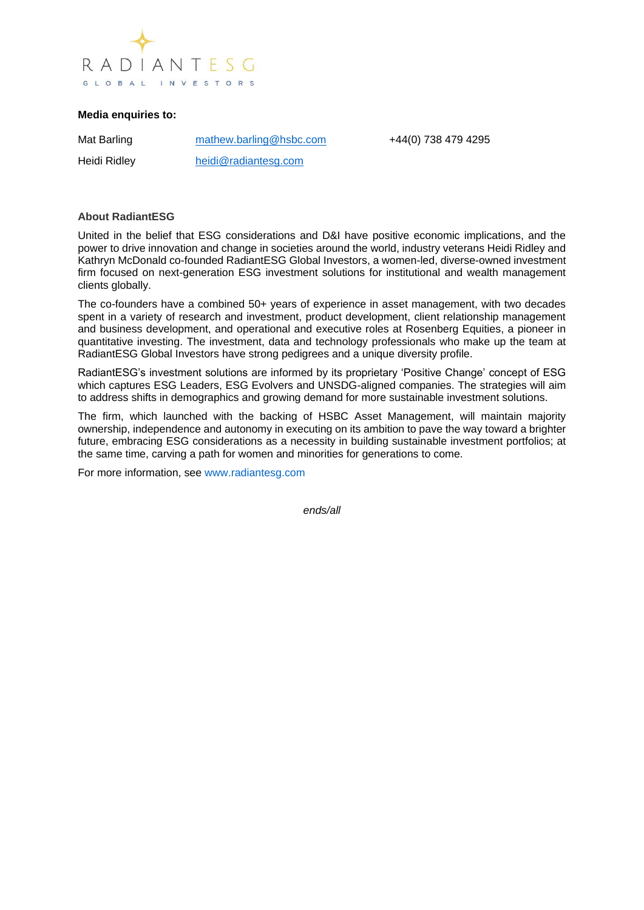RADIANTESG
GLOBAL INVESTORS

**Media enquiries to:**

| | | |
|---|---|---|
| Mat Barling | mathew.barling@hsbc.com | +44(0) 738 479 4295 |
| Heidi Ridley | heidi@radiantesg.com | |

**About RadiantESG**

United in the belief that ESG considerations and D&I have positive economic implications, and the power to drive innovation and change in societies around the world, industry veterans Heidi Ridley and Kathryn McDonald co-founded RadiantESG Global Investors, a women-led, diverse-owned investment firm focused on next-generation ESG investment solutions for institutional and wealth management clients globally.

The co-founders have a combined 50+ years of experience in asset management, with two decades spent in a variety of research and investment, product development, client relationship management and business development, and operational and executive roles at Rosenberg Equities, a pioneer in quantitative investing. The investment, data and technology professionals who make up the team at RadiantESG Global Investors have strong pedigrees and a unique diversity profile.

RadiantESG's investment solutions are informed by its proprietary 'Positive Change' concept of ESG which captures ESG Leaders, ESG Evolvers and UNSDG-aligned companies. The strategies will aim to address shifts in demographics and growing demand for more sustainable investment solutions.

The firm, which launched with the backing of HSBC Asset Management, will maintain majority ownership, independence and autonomy in executing on its ambition to pave the way toward a brighter future, embracing ESG considerations as a necessity in building sustainable investment portfolios; at the same time, carving a path for women and minorities for generations to come.

For more information, see www.radiantesg.com

*ends/all*